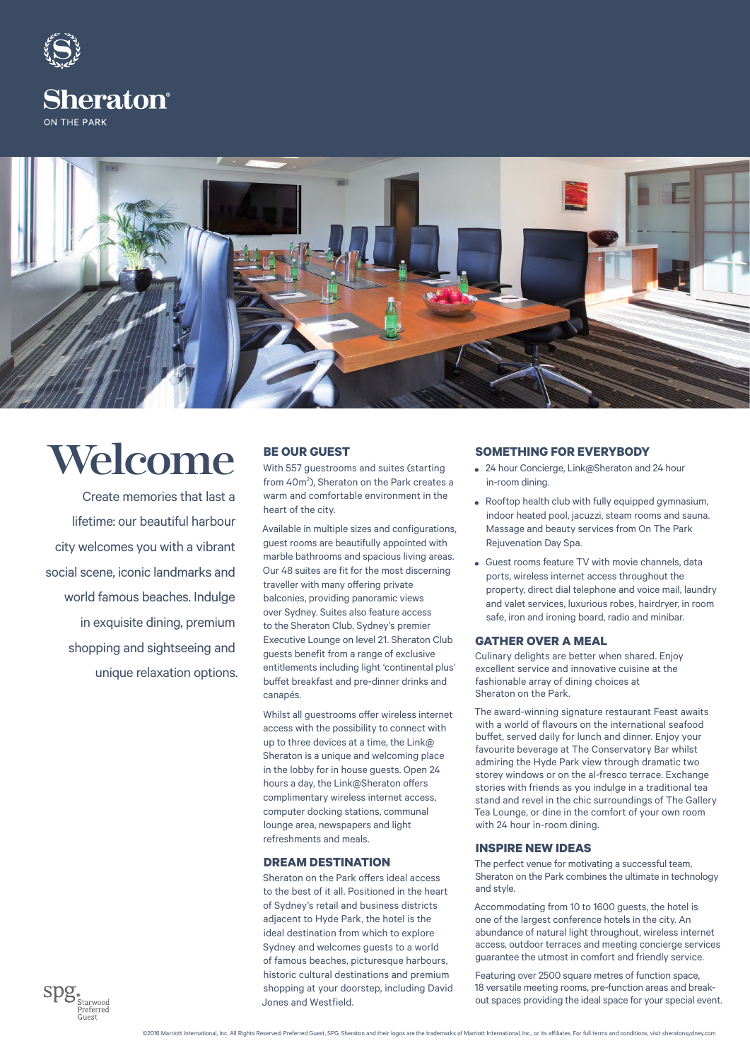Sheraton

ON THE PARK

# Welcome

Create memories that last a lifetime: our beautiful harbour city welcomes you with a vibrant social scene, iconic landmarks and world famous beaches. Indulge in exquisite dining, premium shopping and sightseeing and unique relaxation options.

## BE OUR GUEST

With 557 guestrooms and suites (starting from 40m$^2$), Sheraton on the Park creates a warm and comfortable environment in the heart of the city.

Available in multiple sizes and configurations, guest rooms are beautifully appointed with marble bathrooms and spacious living areas. Our 48 suites are fit for the most discerning traveller with many offering private balconies, providing panoramic views over Sydney. Suites also feature access to the Sheraton Club, Sydney's premier Executive Lounge on level 21. Sheraton Club guests benefit from a range of exclusive entitlements including light 'continental plus' buffet breakfast and pre-dinner drinks and canapés.

Whilst all guestrooms offer wireless internet access with the possibility to connect with up to three devices at a time, the Link@ Sheraton is a unique and welcoming place in the lobby for in house guests. Open 24 hours a day, the Link@Sheraton offers complimentary wireless internet access, computer docking stations, communal lounge area, newspapers and light refreshments and meals.

## DREAM DESTINATION

Sheraton on the Park offers ideal access to the best of it all. Positioned in the heart of Sydney's retail and business districts adjacent to Hyde Park, the hotel is the ideal destination from which to explore Sydney and welcomes guests to a world of famous beaches, picturesque harbours, historic cultural destinations and premium shopping at your doorstep, including David Jones and Westfield.

## SOMETHING FOR EVERYBODY

- 24 hour Concierge, Link@Sheraton and 24 hour in-room dining.
- Rooftop health club with fully equipped gymnasium, indoor heated pool, jacuzzi, steam rooms and sauna. Massage and beauty services from On The Park Rejuvenation Day Spa.
- Guest rooms feature TV with movie channels, data ports, wireless internet access throughout the property, direct dial telephone and voice mail, laundry and valet services, luxurious robes, hairdryer, in room safe, iron and ironing board, radio and minibar.

## GATHER OVER A MEAL

Culinary delights are better when shared. Enjoy excellent service and innovative cuisine at the fashionable array of dining choices at Sheraton on the Park.

The award-winning signature restaurant Feast awaits with a world of flavours on the international seafood buffet, served daily for lunch and dinner. Enjoy your favourite beverage at The Conservatory Bar whilst admiring the Hyde Park view through dramatic two storey windows or on the al-fresco terrace. Exchange stories with friends as you indulge in a traditional tea stand and revel in the chic surroundings of The Gallery Tea Lounge, or dine in the comfort of your own room with 24 hour in-room dining.

## INSPIRE NEW IDEAS

The perfect venue for motivating a successful team, Sheraton on the Park combines the ultimate in technology and style.

Accommodating from 10 to 1600 guests, the hotel is one of the largest conference hotels in the city. An abundance of natural light throughout, wireless internet access, outdoor terraces and meeting concierge services guarantee the utmost in comfort and friendly service.

Featuring over 2500 square metres of function space, 18 versatile meeting rooms, pre-function areas and break-out spaces providing the ideal space for your special event.

spg. Starwood Preferred Guest

©2016 Marriott International, Inc. All Rights Reserved. Preferred Guest, SPG, Sheraton and their logos are the trademarks of Marriott International, Inc., or its affiliates. For full terms and conditions, visit sheratonsydney.com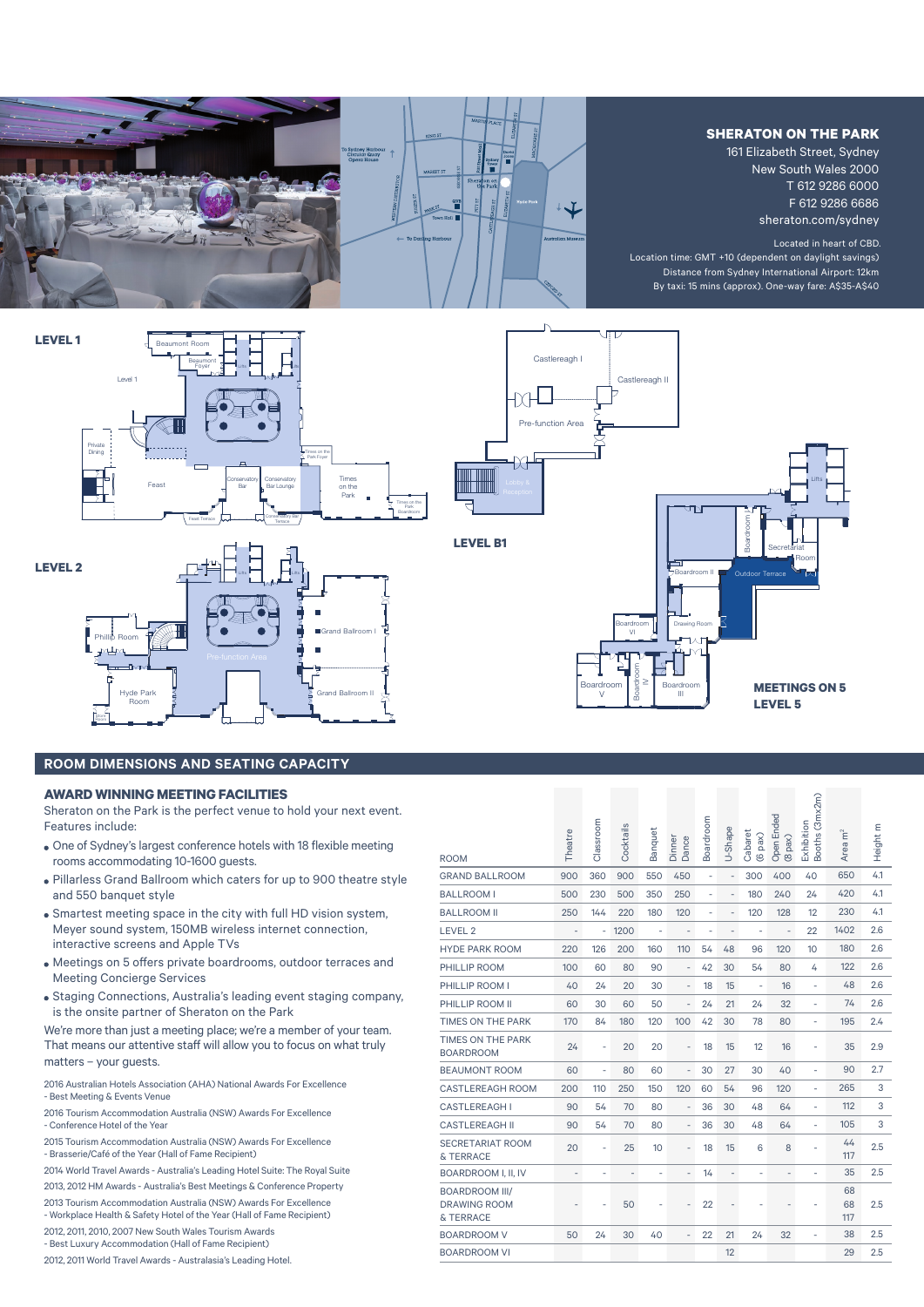## SHERATON ON THE PARK

161 Elizabeth Street, Sydney
New South Wales 2000
T 612 9286 6000
F 612 9286 6686
sheraton.com/sydney

Located in heart of CBD.
Location time: GMT +10 (dependent on daylight savings)
Distance from Sydney International Airport: 12km
By taxi: 15 mins (approx). One-way fare: A$35-A$40

LEVEL 1

LEVEL 2

LEVEL B1

MEETINGS ON 5
LEVEL 5

## ROOM DIMENSIONS AND SEATING CAPACITY

### AWARD WINNING MEETING FACILITIES

Sheraton on the Park is the perfect venue to hold your next event. Features include:

- One of Sydney's largest conference hotels with 18 flexible meeting rooms accommodating 10-1600 guests.
- Pillarless Grand Ballroom which caters for up to 900 theatre style and 550 banquet style
- Smartest meeting space in the city with full HD vision system, Meyer sound system, 150MB wireless internet connection, interactive screens and Apple TVs
- Meetings on 5 offers private boardrooms, outdoor terraces and Meeting Concierge Services
- Staging Connections, Australia's leading event staging company, is the onsite partner of Sheraton on the Park

We're more than just a meeting place; we're a member of your team. That means our attentive staff will allow you to focus on what truly matters – your guests.

2016 Australian Hotels Association (AHA) National Awards For Excellence - Best Meeting & Events Venue

2016 Tourism Accommodation Australia (NSW) Awards For Excellence - Conference Hotel of the Year

2015 Tourism Accommodation Australia (NSW) Awards For Excellence - Brasserie/Café of the Year (Hall of Fame Recipient)

2014 World Travel Awards - Australia's Leading Hotel Suite: The Royal Suite

2013, 2012 HM Awards - Australia's Best Meetings & Conference Property

2013 Tourism Accommodation Australia (NSW) Awards For Excellence - Workplace Health & Safety Hotel of the Year (Hall of Fame Recipient)

2012, 2011, 2010, 2007 New South Wales Tourism Awards - Best Luxury Accommodation (Hall of Fame Recipient)

2012, 2011 World Travel Awards - Australasia's Leading Hotel.

| ROOM | Theatre | Classroom | Cocktails | Banquet | Dinner Dance | Boardroom | U-Shape | Cabaret (6 pax) | Open Ended (8 pax) | Exhibition Booths (3mx2m) | Area m² | Height m |
|---|---|---|---|---|---|---|---|---|---|---|---|---|
| GRAND BALLROOM | 900 | 360 | 900 | 550 | 450 | - | - | 300 | 400 | 40 | 650 | 4.1 |
| BALLROOM I | 500 | 230 | 500 | 350 | 250 | - | - | 180 | 240 | 24 | 420 | 4.1 |
| BALLROOM II | 250 | 144 | 220 | 180 | 120 | - | - | 120 | 128 | 12 | 230 | 4.1 |
| LEVEL 2 | - | - | 1200 | - | - | - | - | - | - | 22 | 1402 | 2.6 |
| HYDE PARK ROOM | 220 | 126 | 200 | 160 | 110 | 54 | 48 | 96 | 120 | 10 | 180 | 2.6 |
| PHILLIP ROOM | 100 | 60 | 80 | 90 | - | 42 | 30 | 54 | 80 | 4 | 122 | 2.6 |
| PHILLIP ROOM I | 40 | 24 | 20 | 30 | - | 18 | 15 | - | 16 | - | 48 | 2.6 |
| PHILLIP ROOM II | 60 | 30 | 60 | 50 | - | 24 | 21 | 24 | 32 | - | 74 | 2.6 |
| TIMES ON THE PARK | 170 | 84 | 180 | 120 | 100 | 42 | 30 | 78 | 80 | - | 195 | 2.4 |
| TIMES ON THE PARK BOARDROOM | 24 | - | 20 | 20 | - | 18 | 15 | 12 | 16 | - | 35 | 2.9 |
| BEAUMONT ROOM | 60 | - | 80 | 60 | - | 30 | 27 | 30 | 40 | - | 90 | 2.7 |
| CASTLEREAGH ROOM | 200 | 110 | 250 | 150 | 120 | 60 | 54 | 96 | 120 | - | 265 | 3 |
| CASTLEREAGH I | 90 | 54 | 70 | 80 | - | 36 | 30 | 48 | 64 | - | 112 | 3 |
| CASTLEREAGH II | 90 | 54 | 70 | 80 | - | 36 | 30 | 48 | 64 | - | 105 | 3 |
| SECRETARIAT ROOM & TERRACE | 20 | - | 25 | 10 | - | 18 | 15 | 6 | 8 | - | 44<br>117 | 2.5 |
| BOARDROOM I, II, IV | - | - | - | - | - | 14 | - | - | - | - | 35 | 2.5 |
| BOARDROOM III/ DRAWING ROOM & TERRACE | - | - | 50 | - | - | 22 | - | - | - | - | 68<br>68<br>117 | 2.5 |
| BOARDROOM V | 50 | 24 | 30 | 40 | - | 22 | 21 | 24 | 32 | - | 38 | 2.5 |
| BOARDROOM VI | | | | | | | 12 | | | | 29 | 2.5 |